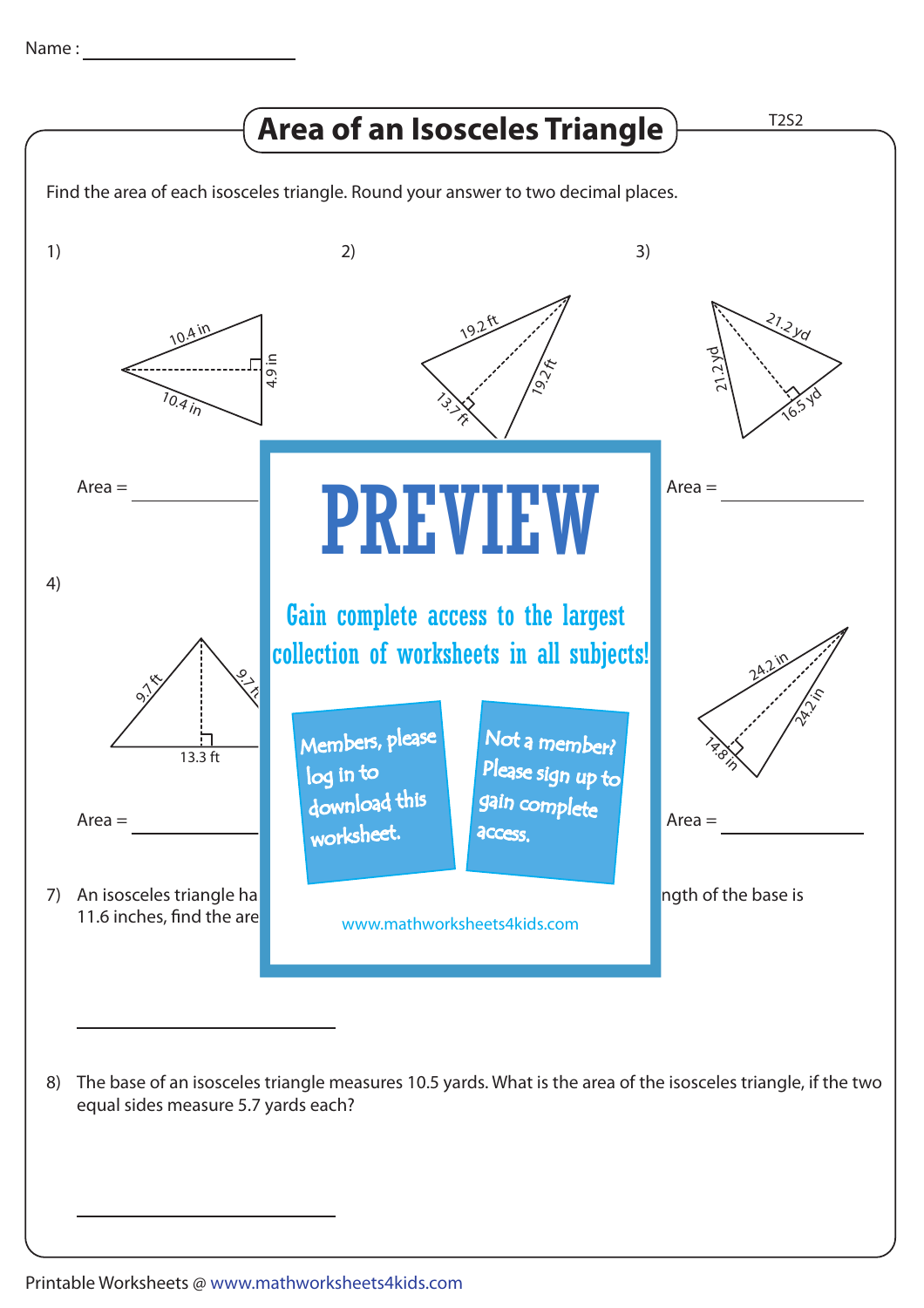Name : ____________________

# Area of an Isosceles Triangle

T2S2

Find the area of each isosceles triangle. Round your answer to two decimal places.

1)

10.4 in, 10.4 in, 4.9 in

Area = ____________

2)

19.2 ft, 19.2 ft, 13.7 ft

3)

21.2 yd, 21.2 yd, 16.5 yd

Area = ____________

4)

9.7 ft, 9.7 ft, 13.3 ft

Area = ____________

24.2 in, 24.2 in, 14.8 in

Area = ____________

**PREVIEW**

Gain complete access to the largest collection of worksheets in all subjects!

Members, please log in to download this worksheet.

Not a member? Please sign up to gain complete access.

www.mathworksheets4kids.com

7) An isosceles triangle ha ... ngth of the base is 11.6 inches, find the are

____________________

8) The base of an isosceles triangle measures 10.5 yards. What is the area of the isosceles triangle, if the two equal sides measure 5.7 yards each?

____________________

Printable Worksheets @ www.mathworksheets4kids.com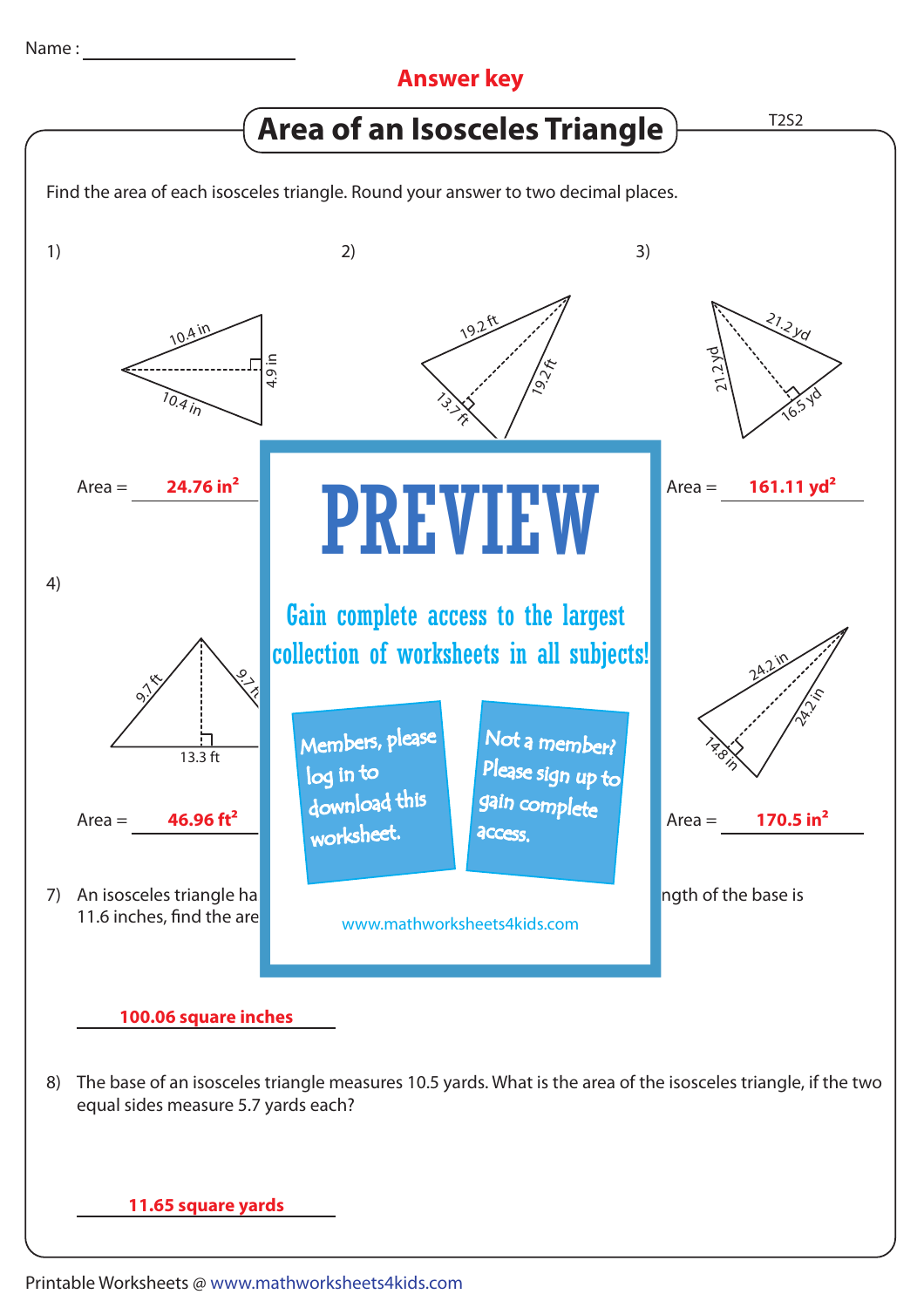Name :

**Answer key**

# Area of an Isosceles Triangle

T2S2

Find the area of each isosceles triangle. Round your answer to two decimal places.

1)

10.4 in

4.9 in

10.4 in

Area = **24.76 in²**

2)

19.2 ft

19.2 ft

13.7 ft

3)

21.2 yd

21.2 yd

16.5 yd

Area = **161.11 yd²**

4)

9.7 ft

9.7 ft

13.3 ft

Area = **46.96 ft²**

24.2 in

24.2 in

14.8 in

Area = **170.5 in²**

PREVIEW

Gain complete access to the largest collection of worksheets in all subjects!

Members, please log in to download this worksheet.

Not a member? Please sign up to gain complete access.

www.mathworksheets4kids.com

7) An isosceles triangle ha ... ngth of the base is 11.6 inches, find the are ...

**100.06 square inches**

8) The base of an isosceles triangle measures 10.5 yards. What is the area of the isosceles triangle, if the two equal sides measure 5.7 yards each?

**11.65 square yards**

Printable Worksheets @ www.mathworksheets4kids.com